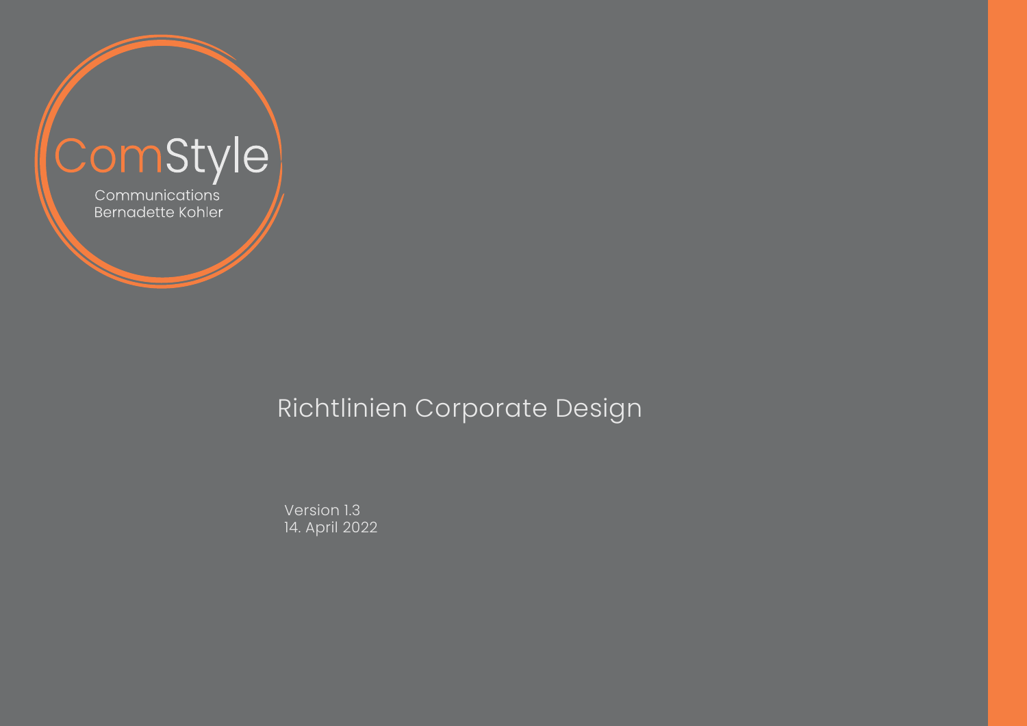ComStyle

Communications
Bernadette Kohler

# Richtlinien Corporate Design

Version 1.3
14. April 2022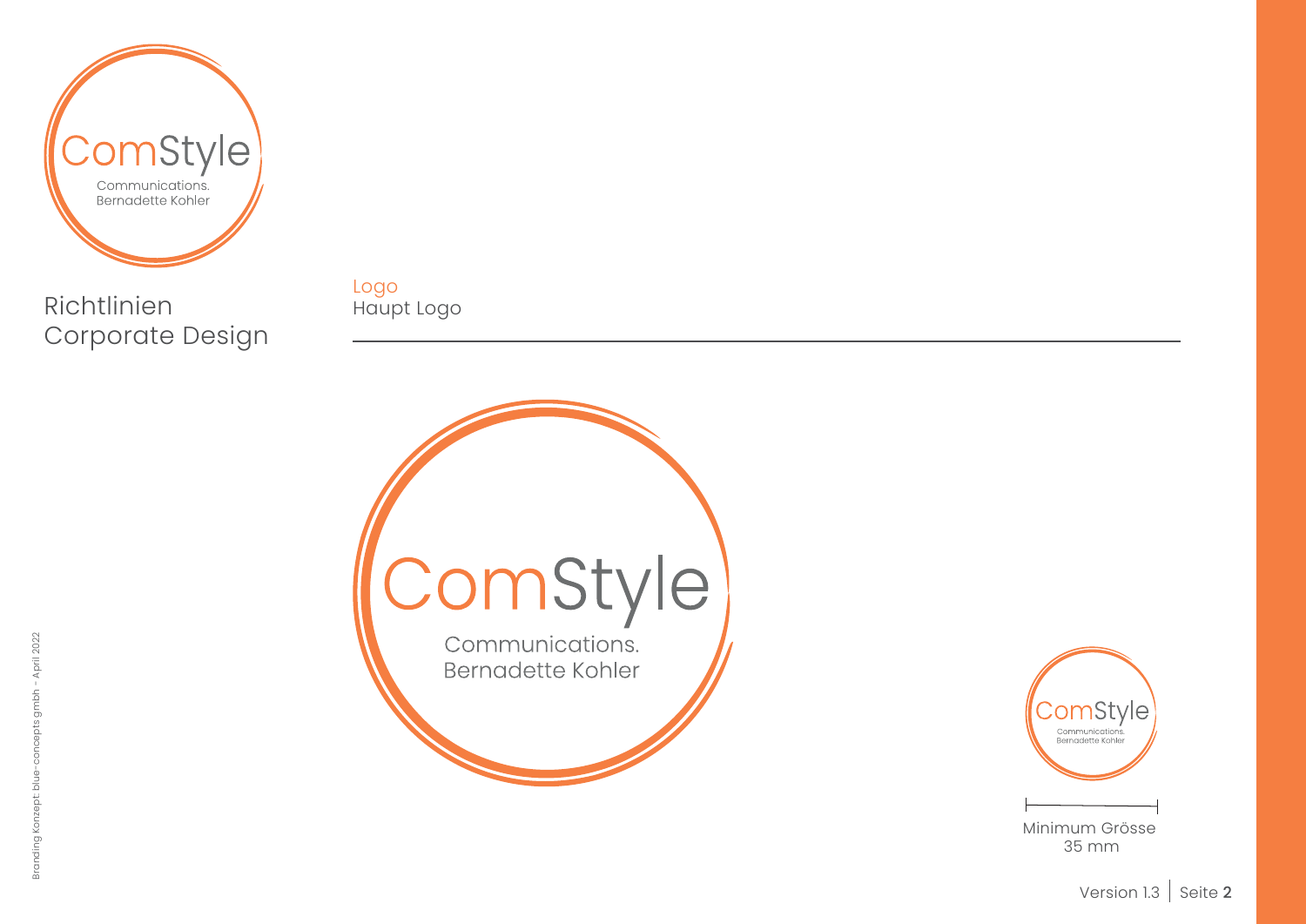ComStyle

Communications.
Bernadette Kohler

Richtlinien
Corporate Design

Logo
Haupt Logo

ComStyle

Communications.
Bernadette Kohler

ComStyle

Communications.
Bernadette Kohler

Minimum Grösse
35 mm

Branding Konzept: blue-concepts gmbh - April 2022

Version 1.3 | Seite **2**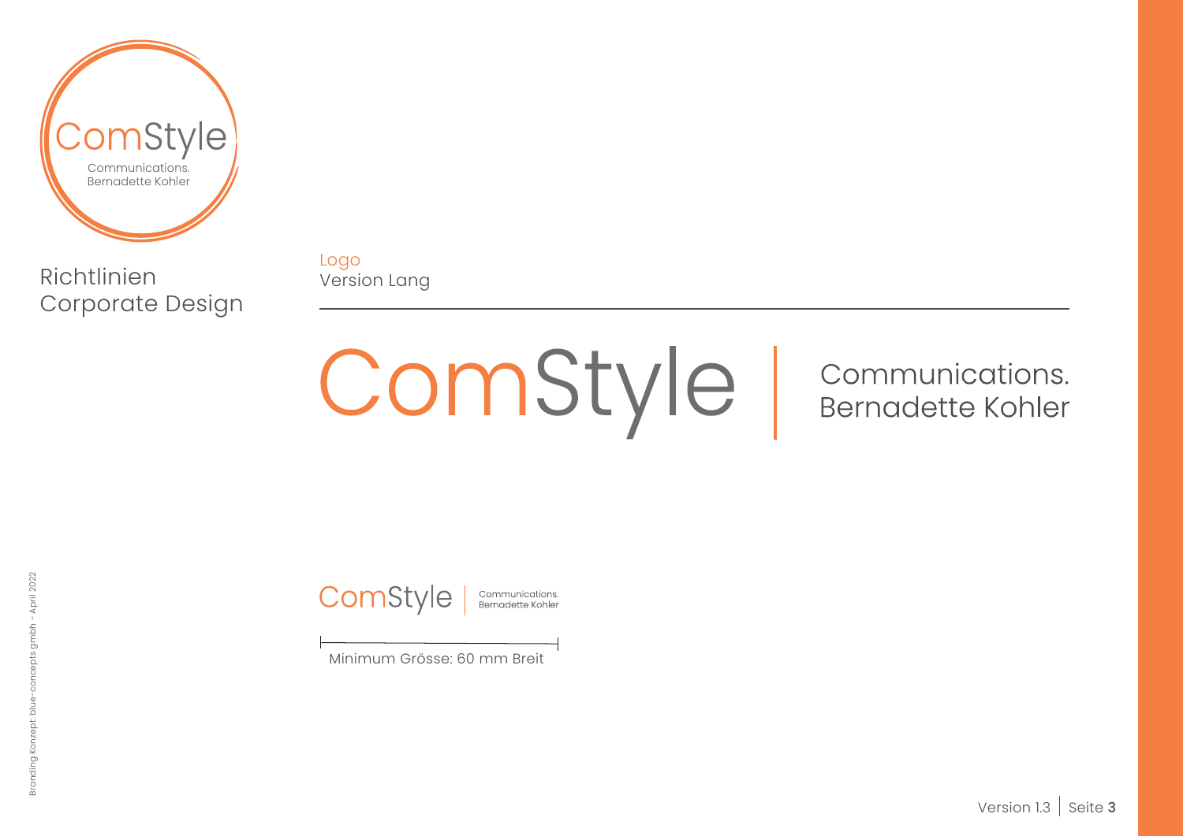ComStyle
Communications.
Bernadette Kohler

Richtlinien
Corporate Design

## Logo
### Version Lang

ComStyle | Communications. Bernadette Kohler

ComStyle | Communications. Bernadette Kohler

Minimum Grösse: 60 mm Breit

Branding Konzept: blue-concepts gmbh - April 2022

Version 1.3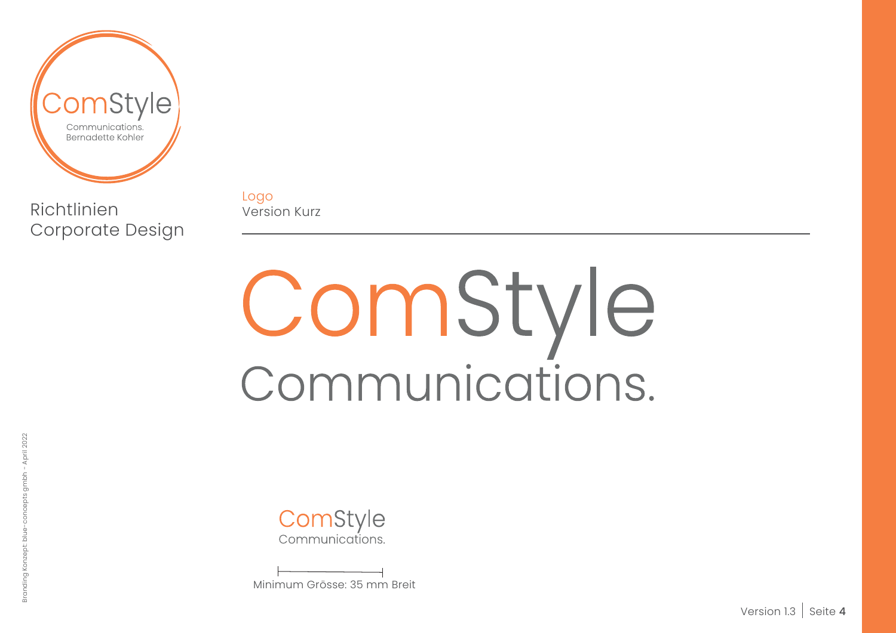ComStyle

Communications.
Bernadette Kohler

Richtlinien
Corporate Design

## Logo
Version Kurz

# ComStyle
Communications.

ComStyle
Communications.

Minimum Grösse: 35 mm Breit

Branding Konzept: blue-concepts gmbh - April 2022

Version 1.3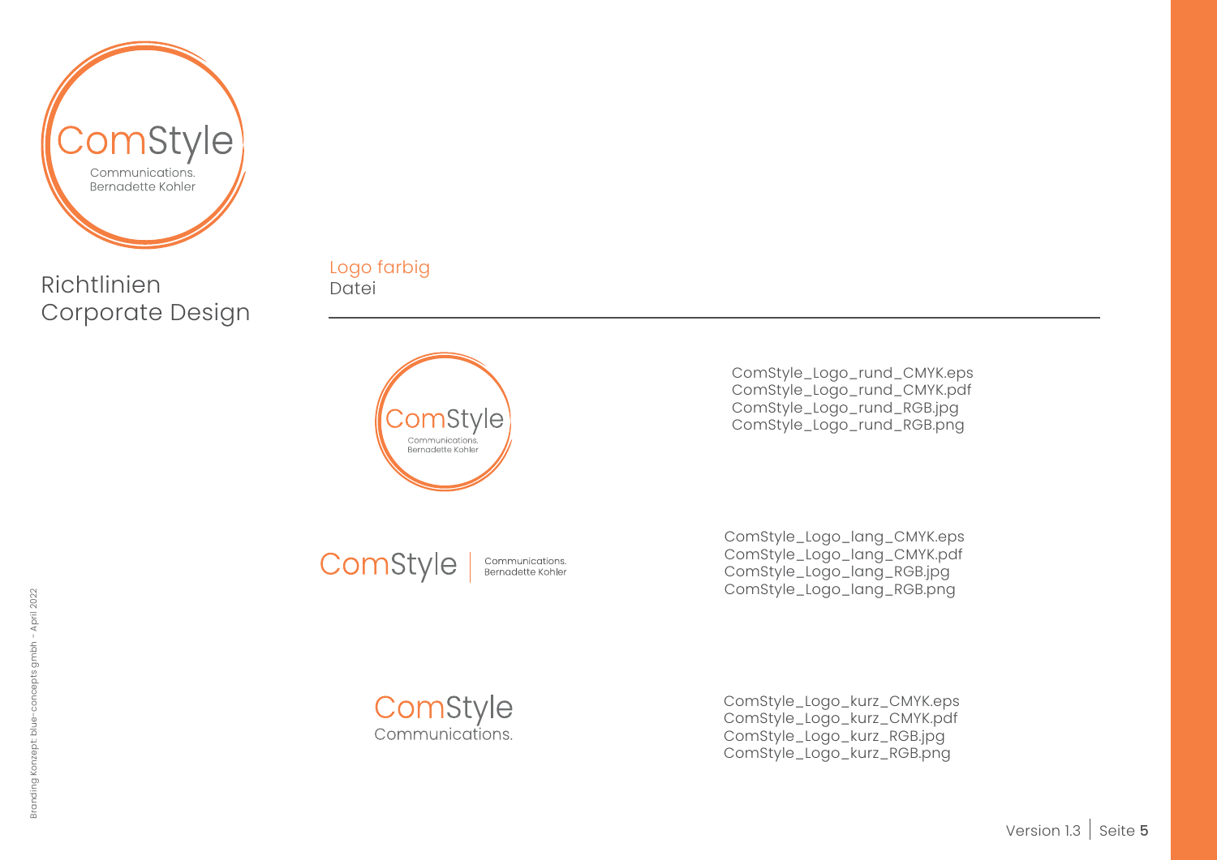# Richtlinien Corporate Design

## Logo farbig
Datei

ComStyle_Logo_rund_CMYK.eps
ComStyle_Logo_rund_CMYK.pdf
ComStyle_Logo_rund_RGB.jpg
ComStyle_Logo_rund_RGB.png

ComStyle_Logo_lang_CMYK.eps
ComStyle_Logo_lang_CMYK.pdf
ComStyle_Logo_lang_RGB.jpg
ComStyle_Logo_lang_RGB.png

ComStyle_Logo_kurz_CMYK.eps
ComStyle_Logo_kurz_CMYK.pdf
ComStyle_Logo_kurz_RGB.jpg
ComStyle_Logo_kurz_RGB.png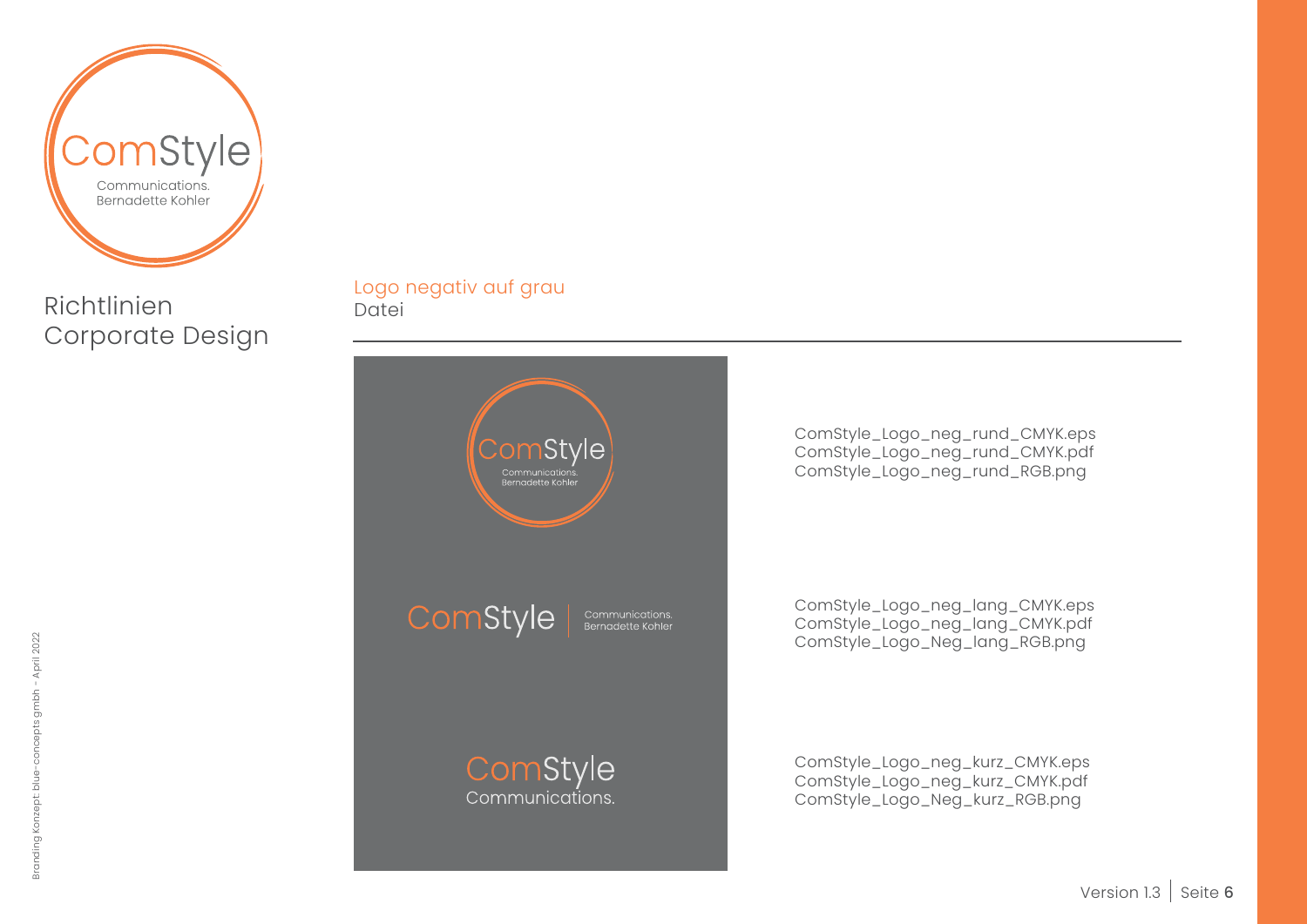Richtlinien
Corporate Design

## Logo negativ auf grau

Datei

ComStyle_Logo_neg_rund_CMYK.eps
ComStyle_Logo_neg_rund_CMYK.pdf
ComStyle_Logo_neg_rund_RGB.png

ComStyle_Logo_neg_lang_CMYK.eps
ComStyle_Logo_neg_lang_CMYK.pdf
ComStyle_Logo_Neg_lang_RGB.png

ComStyle_Logo_neg_kurz_CMYK.eps
ComStyle_Logo_neg_kurz_CMYK.pdf
ComStyle_Logo_Neg_kurz_RGB.png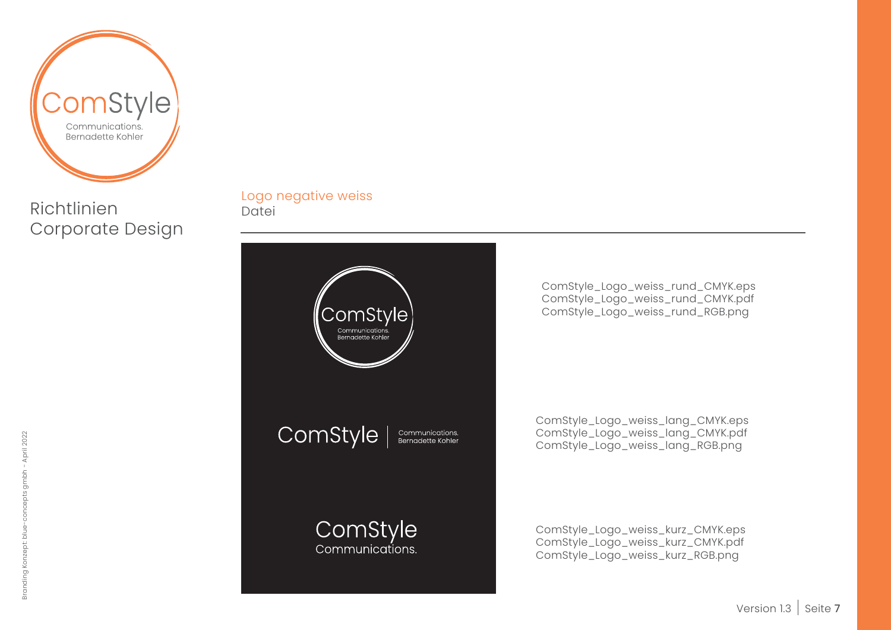Richtlinien
Corporate Design

## Logo negative weiss

Datei

ComStyle_Logo_weiss_rund_CMYK.eps
ComStyle_Logo_weiss_rund_CMYK.pdf
ComStyle_Logo_weiss_rund_RGB.png

ComStyle_Logo_weiss_lang_CMYK.eps
ComStyle_Logo_weiss_lang_CMYK.pdf
ComStyle_Logo_weiss_lang_RGB.png

ComStyle_Logo_weiss_kurz_CMYK.eps
ComStyle_Logo_weiss_kurz_CMYK.pdf
ComStyle_Logo_weiss_kurz_RGB.png

Branding Konzept: blue-concepts gmbh - April 2022

Version 1.3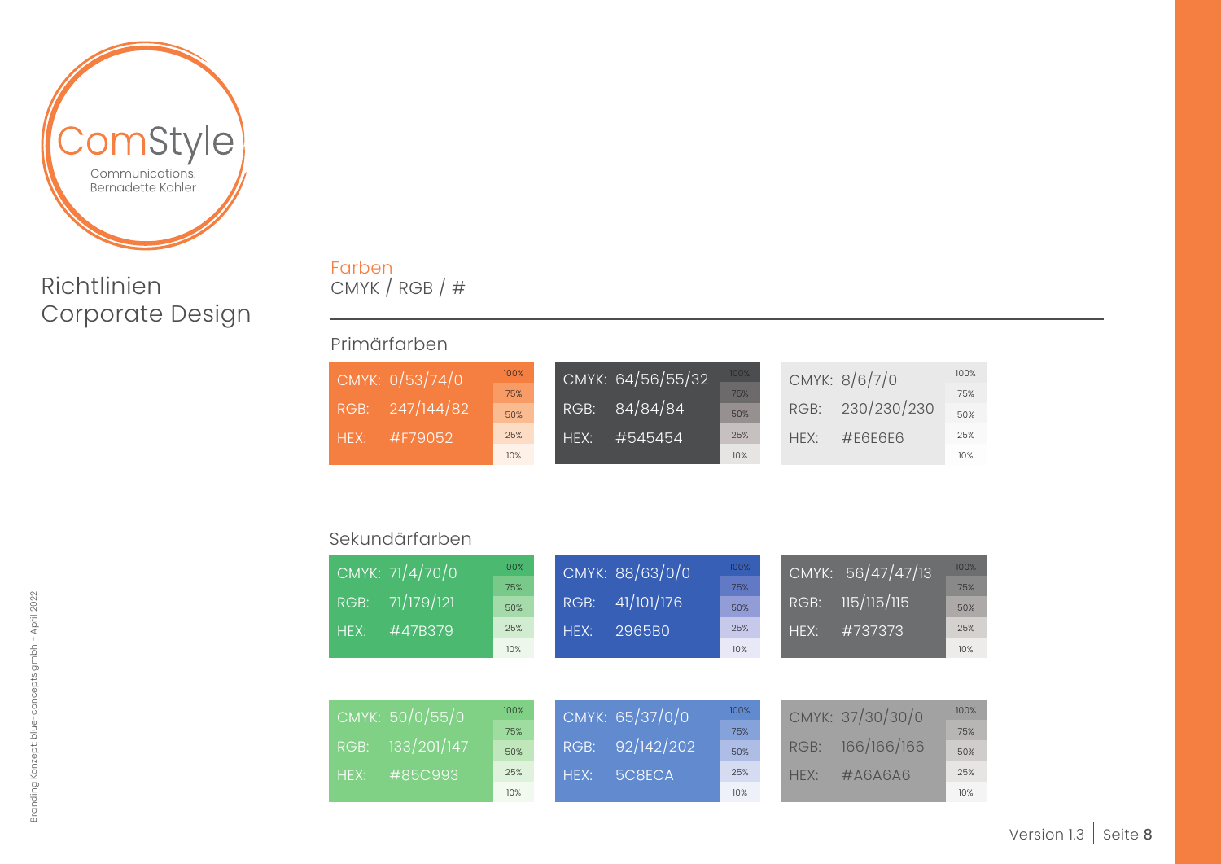ComStyle
Communications.
Bernadette Kohler

# Richtlinien Corporate Design

## Farben
CMYK / RGB / #

### Primärfarben

| CMYK | RGB | HEX | Abstufungen |
|---|---|---|---|
| 0/53/74/0 | 247/144/82 | #F79052 | 100% / 75% / 50% / 25% / 10% |
| 64/56/55/32 | 84/84/84 | #545454 | 100% / 75% / 50% / 25% / 10% |
| 8/6/7/0 | 230/230/230 | #E6E6E6 | 100% / 75% / 50% / 25% / 10% |

### Sekundärfarben

| CMYK | RGB | HEX | Abstufungen |
|---|---|---|---|
| 71/4/70/0 | 71/179/121 | #47B379 | 100% / 75% / 50% / 25% / 10% |
| 88/63/0/0 | 41/101/176 | 2965B0 | 100% / 75% / 50% / 25% / 10% |
| 56/47/47/13 | 115/115/115 | #737373 | 100% / 75% / 50% / 25% / 10% |
| 50/0/55/0 | 133/201/147 | #85C993 | 100% / 75% / 50% / 25% / 10% |
| 65/37/0/0 | 92/142/202 | 5C8ECA | 100% / 75% / 50% / 25% / 10% |
| 37/30/30/0 | 166/166/166 | #A6A6A6 | 100% / 75% / 50% / 25% / 10% |

Branding Konzept: blue-concepts gmbh - April 2022

Version 1.3 | Seite 8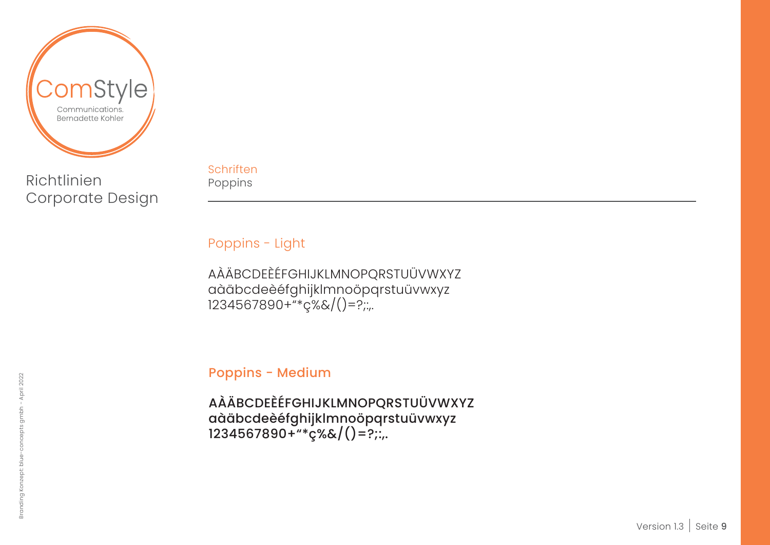ComStyle

Communications.
Bernadette Kohler

Richtlinien
Corporate Design

Schriften
Poppins

## Poppins - Light

AÀÄBCDEÈÉFGHIJKLMNOPQRSTUÜVWXYZ
aàäbcdeèéfghijklmnoöpqrstuüvwxyz
1234567890+“*ç%&/()=?;:,.

## Poppins - Medium

**AÀÄBCDEÈÉFGHIJKLMNOPQRSTUÜVWXYZ**
**aàäbcdeèéfghijklmnoöpqrstuüvwxyz**
**1234567890+“*ç%&/()=?;:,.**

Branding Konzept: blue-concepts gmbh - April 2022

Version 1.3 | Seite 9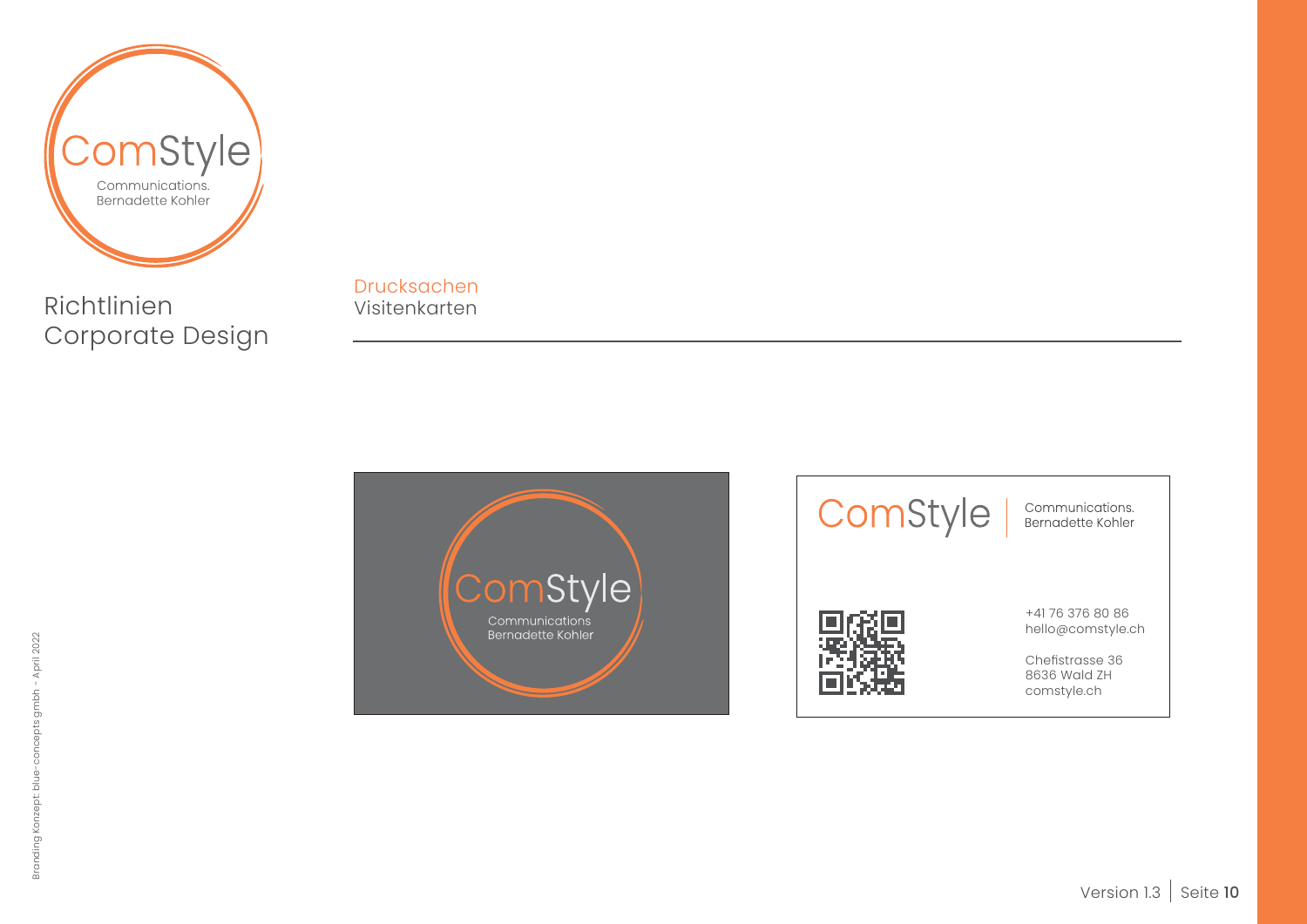ComStyle

Communications.
Bernadette Kohler

# Richtlinien Corporate Design

## Drucksachen
### Visitenkarten

ComStyle

Communications
Bernadette Kohler

ComStyle | Communications.
Bernadette Kohler

+41 76 376 80 86
hello@comstyle.ch

Chefistrasse 36
8636 Wald ZH
comstyle.ch

Branding Konzept: blue-concepts gmbh - April 2022

Version 1.3